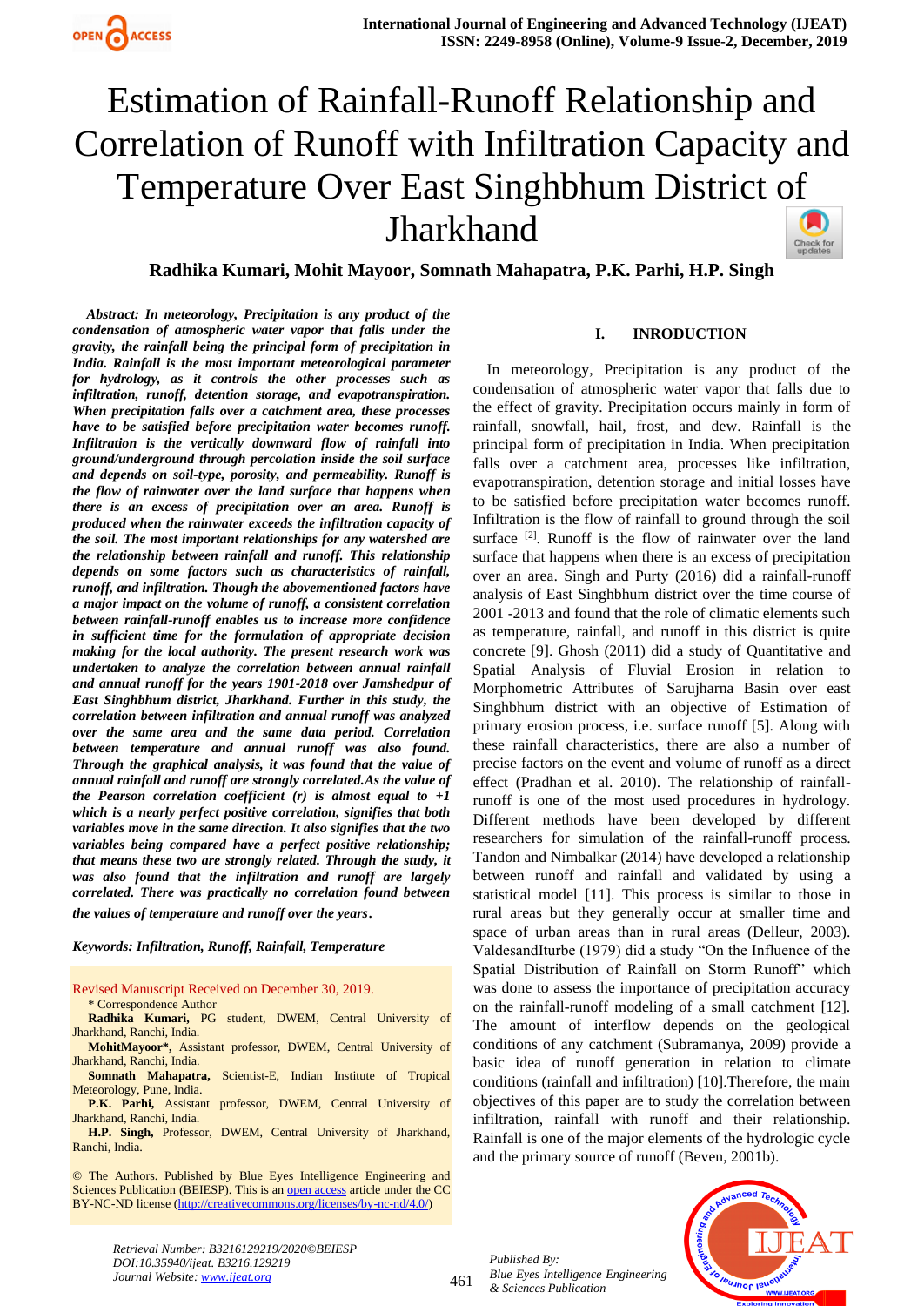# Estimation of Rainfall-Runoff Relationship and Correlation of Runoff with Infiltration Capacity and Temperature Over East Singhbhum District of Jharkhand

**Radhika Kumari, Mohit Mayoor, Somnath Mahapatra, P.K. Parhi, H.P. Singh**

***Abstract: In meteorology, Precipitation is any product of the condensation of atmospheric water vapor that falls under the gravity, the rainfall being the principal form of precipitation in India. Rainfall is the most important meteorological parameter for hydrology, as it controls the other processes such as infiltration, runoff, detention storage, and evapotranspiration. When precipitation falls over a catchment area, these processes have to be satisfied before precipitation water becomes runoff. Infiltration is the vertically downward flow of rainfall into ground/underground through percolation inside the soil surface and depends on soil-type, porosity, and permeability. Runoff is the flow of rainwater over the land surface that happens when there is an excess of precipitation over an area. Runoff is produced when the rainwater exceeds the infiltration capacity of the soil. The most important relationships for any watershed are the relationship between rainfall and runoff. This relationship depends on some factors such as characteristics of rainfall, runoff, and infiltration. Though the abovementioned factors have a major impact on the volume of runoff, a consistent correlation between rainfall-runoff enables us to increase more confidence in sufficient time for the formulation of appropriate decision making for the local authority. The present research work was undertaken to analyze the correlation between annual rainfall and annual runoff for the years 1901-2018 over Jamshedpur of East Singhbhum district, Jharkhand. Further in this study, the correlation between infiltration and annual runoff was analyzed over the same area and the same data period. Correlation between temperature and annual runoff was also found. Through the graphical analysis, it was found that the value of annual rainfall and runoff are strongly correlated.As the value of the Pearson correlation coefficient (r) is almost equal to +1 which is a nearly perfect positive correlation, signifies that both variables move in the same direction. It also signifies that the two variables being compared have a perfect positive relationship; that means these two are strongly related. Through the study, it was also found that the infiltration and runoff are largely correlated. There was practically no correlation found between the values of temperature and runoff over the years.***

***Keywords: Infiltration, Runoff, Rainfall, Temperature***

Revised Manuscript Received on December 30, 2019.

\* Correspondence Author

**Radhika Kumari,** PG student, DWEM, Central University of Jharkhand, Ranchi, India.

**MohitMayoor\*,** Assistant professor, DWEM, Central University of Jharkhand, Ranchi, India.

**Somnath Mahapatra,** Scientist-E, Indian Institute of Tropical Meteorology, Pune, India.

**P.K. Parhi,** Assistant professor, DWEM, Central University of Jharkhand, Ranchi, India.

**H.P. Singh,** Professor, DWEM, Central University of Jharkhand, Ranchi, India.

© The Authors. Published by Blue Eyes Intelligence Engineering and Sciences Publication (BEIESP). This is an open access article under the CC BY-NC-ND license (http://creativecommons.org/licenses/by-nc-nd/4.0/)

## I. INRODUCTION

In meteorology, Precipitation is any product of the condensation of atmospheric water vapor that falls due to the effect of gravity. Precipitation occurs mainly in form of rainfall, snowfall, hail, frost, and dew. Rainfall is the principal form of precipitation in India. When precipitation falls over a catchment area, processes like infiltration, evapotranspiration, detention storage and initial losses have to be satisfied before precipitation water becomes runoff. Infiltration is the flow of rainfall to ground through the soil surface [2]. Runoff is the flow of rainwater over the land surface that happens when there is an excess of precipitation over an area. Singh and Purty (2016) did a rainfall-runoff analysis of East Singhbhum district over the time course of 2001 -2013 and found that the role of climatic elements such as temperature, rainfall, and runoff in this district is quite concrete [9]. Ghosh (2011) did a study of Quantitative and Spatial Analysis of Fluvial Erosion in relation to Morphometric Attributes of Sarujharna Basin over east Singhbhum district with an objective of Estimation of primary erosion process, i.e. surface runoff [5]. Along with these rainfall characteristics, there are also a number of precise factors on the event and volume of runoff as a direct effect (Pradhan et al. 2010). The relationship of rainfall-runoff is one of the most used procedures in hydrology. Different methods have been developed by different researchers for simulation of the rainfall-runoff process. Tandon and Nimbalkar (2014) have developed a relationship between runoff and rainfall and validated by using a statistical model [11]. This process is similar to those in rural areas but they generally occur at smaller time and space of urban areas than in rural areas (Delleur, 2003). ValdesandIturbe (1979) did a study "On the Influence of the Spatial Distribution of Rainfall on Storm Runoff" which was done to assess the importance of precipitation accuracy on the rainfall-runoff modeling of a small catchment [12]. The amount of interflow depends on the geological conditions of any catchment (Subramanya, 2009) provide a basic idea of runoff generation in relation to climate conditions (rainfall and infiltration) [10].Therefore, the main objectives of this paper are to study the correlation between infiltration, rainfall with runoff and their relationship. Rainfall is one of the major elements of the hydrologic cycle and the primary source of runoff (Beven, 2001b).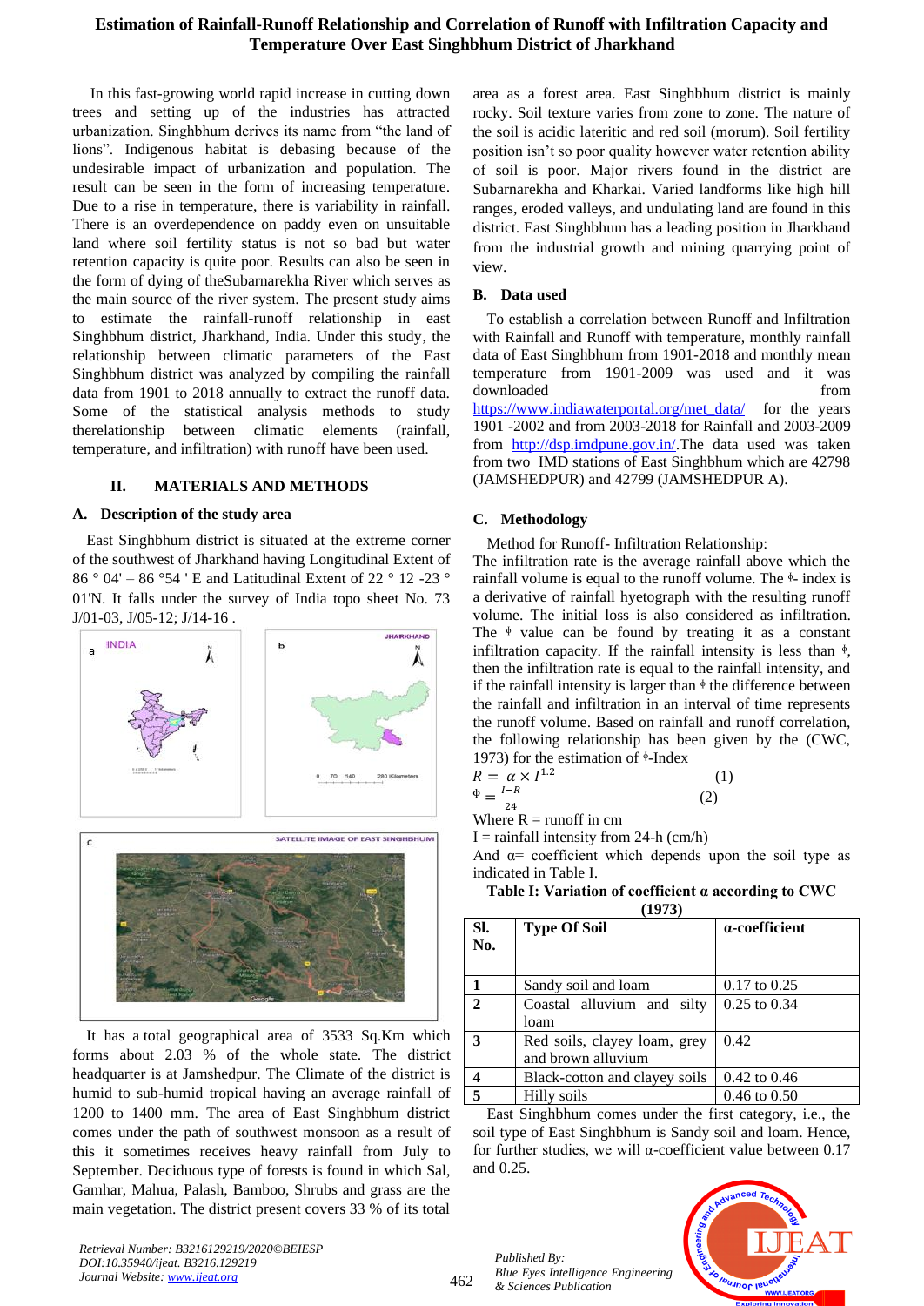In this fast-growing world rapid increase in cutting down trees and setting up of the industries has attracted urbanization. Singhbhum derives its name from "the land of lions". Indigenous habitat is debasing because of the undesirable impact of urbanization and population. The result can be seen in the form of increasing temperature. Due to a rise in temperature, there is variability in rainfall. There is an overdependence on paddy even on unsuitable land where soil fertility status is not so bad but water retention capacity is quite poor. Results can also be seen in the form of dying of theSubarnarekha River which serves as the main source of the river system. The present study aims to estimate the rainfall-runoff relationship in east Singhbhum district, Jharkhand, India. Under this study, the relationship between climatic parameters of the East Singhbhum district was analyzed by compiling the rainfall data from 1901 to 2018 annually to extract the runoff data. Some of the statistical analysis methods to study therelationship between climatic elements (rainfall, temperature, and infiltration) with runoff have been used.

## II. MATERIALS AND METHODS

### A. Description of the study area

East Singhbhum district is situated at the extreme corner of the southwest of Jharkhand having Longitudinal Extent of 86 ° 04' – 86 °54 ' E and Latitudinal Extent of 22 ° 12 -23 ° 01'N. It falls under the survey of India topo sheet No. 73 J/01-03, J/05-12; J/14-16 .

It has a total geographical area of 3533 Sq.Km which forms about 2.03 % of the whole state. The district headquarter is at Jamshedpur. The Climate of the district is humid to sub-humid tropical having an average rainfall of 1200 to 1400 mm. The area of East Singhbhum district comes under the path of southwest monsoon as a result of this it sometimes receives heavy rainfall from July to September. Deciduous type of forests is found in which Sal, Gamhar, Mahua, Palash, Bamboo, Shrubs and grass are the main vegetation. The district present covers 33 % of its total area as a forest area. East Singhbhum district is mainly rocky. Soil texture varies from zone to zone. The nature of the soil is acidic lateritic and red soil (morum). Soil fertility position isn't so poor quality however water retention ability of soil is poor. Major rivers found in the district are Subarnarekha and Kharkai. Varied landforms like high hill ranges, eroded valleys, and undulating land are found in this district. East Singhbhum has a leading position in Jharkhand from the industrial growth and mining quarrying point of view.

### B. Data used

To establish a correlation between Runoff and Infiltration with Rainfall and Runoff with temperature, monthly rainfall data of East Singhbhum from 1901-2018 and monthly mean temperature from 1901-2009 was used and it was downloaded from https://www.indiawaterportal.org/met_data/ for the years 1901 -2002 and from 2003-2018 for Rainfall and 2003-2009 from http://dsp.imdpune.gov.in/.The data used was taken from two IMD stations of East Singhbhum which are 42798 (JAMSHEDPUR) and 42799 (JAMSHEDPUR A).

### C. Methodology

Method for Runoff- Infiltration Relationship:

The infiltration rate is the average rainfall above which the rainfall volume is equal to the runoff volume. The ϕ- index is a derivative of rainfall hyetograph with the resulting runoff volume. The initial loss is also considered as infiltration. The ϕ value can be found by treating it as a constant infiltration capacity. If the rainfall intensity is less than ϕ, then the infiltration rate is equal to the rainfall intensity, and if the rainfall intensity is larger than ϕ the difference between the rainfall and infiltration in an interval of time represents the runoff volume. Based on rainfall and runoff correlation, the following relationship has been given by the (CWC, 1973) for the estimation of ϕ-Index

$$R = \alpha \times I^{1.2} \quad (1)$$

$$\Phi = \frac{I-R}{24} \quad (2)$$

Where R = runoff in cm

I = rainfall intensity from 24-h (cm/h)

And α= coefficient which depends upon the soil type as indicated in Table I.

**Table I: Variation of coefficient α according to CWC (1973)**

| Sl. No. | Type Of Soil | α-coefficient |
|---|---|---|
| 1 | Sandy soil and loam | 0.17 to 0.25 |
| 2 | Coastal alluvium and silty loam | 0.25 to 0.34 |
| 3 | Red soils, clayey loam, grey and brown alluvium | 0.42 |
| 4 | Black-cotton and clayey soils | 0.42 to 0.46 |
| 5 | Hilly soils | 0.46 to 0.50 |

East Singhbhum comes under the first category, i.e., the soil type of East Singhbhum is Sandy soil and loam. Hence, for further studies, we will α-coefficient value between 0.17 and 0.25.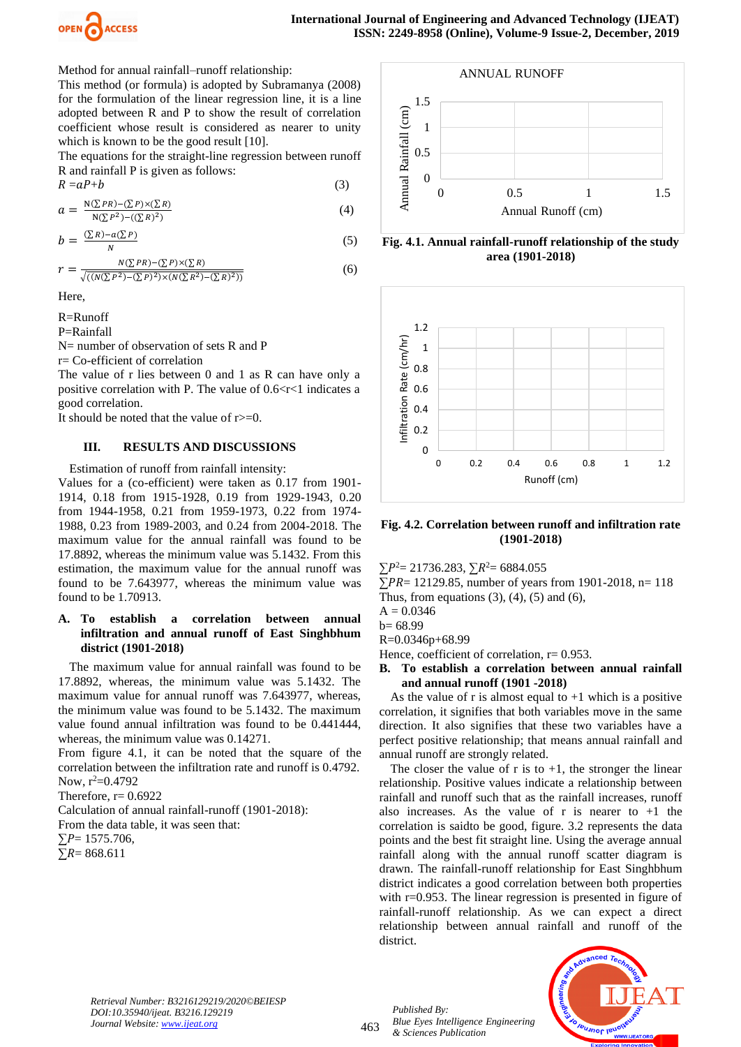Method for annual rainfall–runoff relationship:

This method (or formula) is adopted by Subramanya (2008) for the formulation of the linear regression line, it is a line adopted between R and P to show the result of correlation coefficient whose result is considered as nearer to unity which is known to be the good result [10].

The equations for the straight-line regression between runoff R and rainfall P is given as follows:

$$R = aP + b \tag{3}$$

$$a = \frac{N(\sum PR)-(\sum P)\times(\sum R)}{N(\sum P^2)-((\sum R)^2)} \tag{4}$$

$$b = \frac{(\sum R)-a(\sum P)}{N} \tag{5}$$

$$r = \frac{N(\sum PR)-(\sum P)\times(\sum R)}{\sqrt{((N(\sum P^2)-(\sum P)^2)\times(N(\sum R^2)-(\sum R)^2))}} \tag{6}$$

Here,

R=Runoff

P=Rainfall

N= number of observation of sets R and P

r= Co-efficient of correlation

The value of r lies between 0 and 1 as R can have only a positive correlation with P. The value of $0.6<r<1$ indicates a good correlation.

It should be noted that the value of $r>=0$.

## III. RESULTS AND DISCUSSIONS

Estimation of runoff from rainfall intensity:

Values for a (co-efficient) were taken as 0.17 from 1901-1914, 0.18 from 1915-1928, 0.19 from 1929-1943, 0.20 from 1944-1958, 0.21 from 1959-1973, 0.22 from 1974-1988, 0.23 from 1989-2003, and 0.24 from 2004-2018. The maximum value for the annual rainfall was found to be 17.8892, whereas the minimum value was 5.1432. From this estimation, the maximum value for the annual runoff was found to be 7.643977, whereas the minimum value was found to be 1.70913.

### A. To establish a correlation between annual infiltration and annual runoff of East Singhbhum district (1901-2018)

The maximum value for annual rainfall was found to be 17.8892, whereas, the minimum value was 5.1432. The maximum value for annual runoff was 7.643977, whereas, the minimum value was found to be 5.1432. The maximum value found annual infiltration was found to be 0.441444, whereas, the minimum value was 0.14271.

From figure 4.1, it can be noted that the square of the correlation between the infiltration rate and runoff is 0.4792.

Now, $r^2$=0.4792

Therefore, r= 0.6922

Calculation of annual rainfall-runoff (1901-2018):

From the data table, it was seen that:

$\sum P$= 1575.706,

$\sum R$= 868.611

**Fig. 4.1. Annual rainfall-runoff relationship of the study area (1901-2018)**

**Fig. 4.2. Correlation between runoff and infiltration rate (1901-2018)**

$\sum P^2$= 21736.283, $\sum R^2$= 6884.055

$\sum PR$= 12129.85, number of years from 1901-2018, n= 118

Thus, from equations (3), (4), (5) and (6),

A = 0.0346

b= 68.99

R=0.0346p+68.99

Hence, coefficient of correlation, r= 0.953.

### B. To establish a correlation between annual rainfall and annual runoff (1901 -2018)

As the value of r is almost equal to +1 which is a positive correlation, it signifies that both variables move in the same direction. It also signifies that these two variables have a perfect positive relationship; that means annual rainfall and annual runoff are strongly related.

The closer the value of r is to +1, the stronger the linear relationship. Positive values indicate a relationship between rainfall and runoff such that as the rainfall increases, runoff also increases. As the value of r is nearer to +1 the correlation is saidto be good, figure. 3.2 represents the data points and the best fit straight line. Using the average annual rainfall along with the annual runoff scatter diagram is drawn. The rainfall-runoff relationship for East Singhbhum district indicates a good correlation between both properties with r=0.953. The linear regression is presented in figure of rainfall-runoff relationship. As we can expect a direct relationship between annual rainfall and runoff of the district.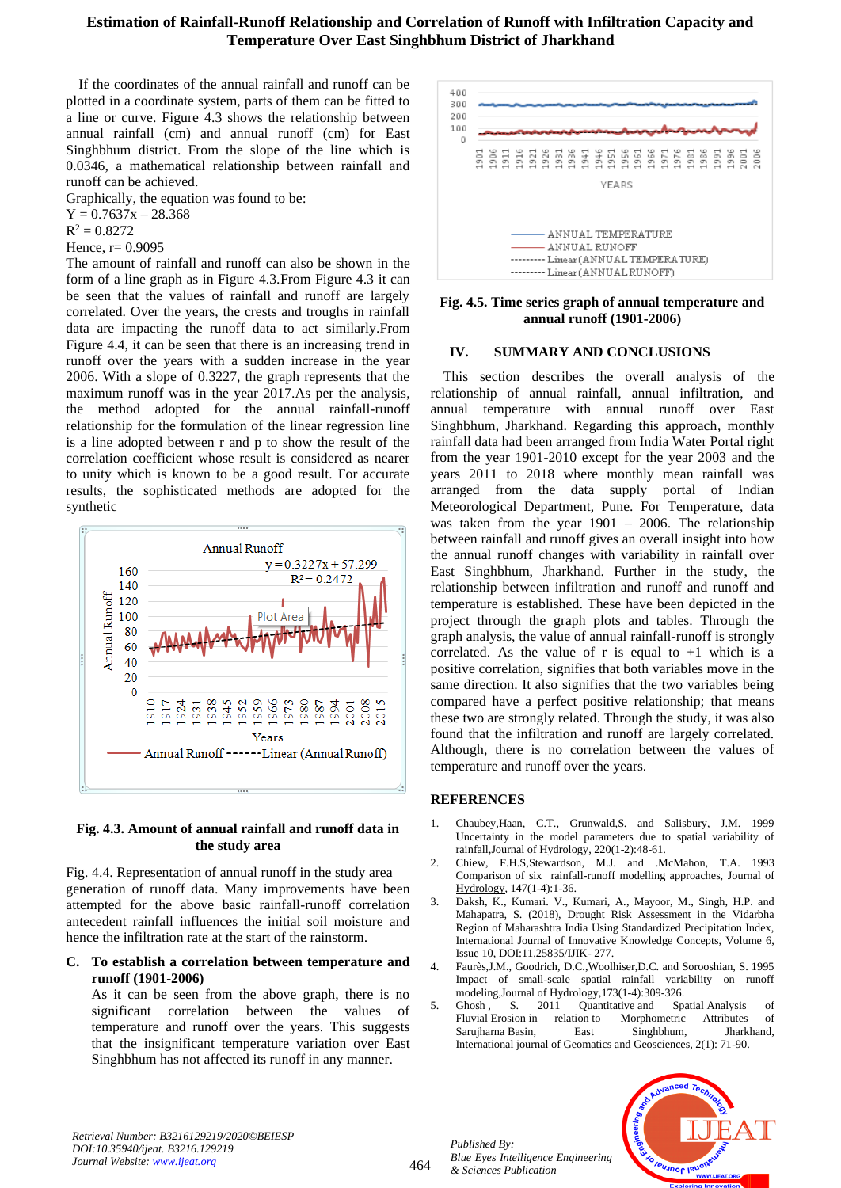If the coordinates of the annual rainfall and runoff can be plotted in a coordinate system, parts of them can be fitted to a line or curve. Figure 4.3 shows the relationship between annual rainfall (cm) and annual runoff (cm) for East Singhbhum district. From the slope of the line which is 0.0346, a mathematical relationship between rainfall and runoff can be achieved.

Graphically, the equation was found to be:

$Y = 0.7637x - 28.368$

$R^2 = 0.8272$

Hence, r= 0.9095

The amount of rainfall and runoff can also be shown in the form of a line graph as in Figure 4.3.From Figure 4.3 it can be seen that the values of rainfall and runoff are largely correlated. Over the years, the crests and troughs in rainfall data are impacting the runoff data to act similarly.From Figure 4.4, it can be seen that there is an increasing trend in runoff over the years with a sudden increase in the year 2006. With a slope of 0.3227, the graph represents that the maximum runoff was in the year 2017.As per the analysis, the method adopted for the annual rainfall-runoff relationship for the formulation of the linear regression line is a line adopted between r and p to show the result of the correlation coefficient whose result is considered as nearer to unity which is known to be a good result. For accurate results, the sophisticated methods are adopted for the synthetic

**Fig. 4.3. Amount of annual rainfall and runoff data in the study area**

Fig. 4.4. Representation of annual runoff in the study area generation of runoff data. Many improvements have been attempted for the above basic rainfall-runoff correlation antecedent rainfall influences the initial soil moisture and hence the infiltration rate at the start of the rainstorm.

### C. To establish a correlation between temperature and runoff (1901-2006)

As it can be seen from the above graph, there is no significant correlation between the values of temperature and runoff over the years. This suggests that the insignificant temperature variation over East Singhbhum has not affected its runoff in any manner.

**Fig. 4.5. Time series graph of annual temperature and annual runoff (1901-2006)**

## IV. SUMMARY AND CONCLUSIONS

This section describes the overall analysis of the relationship of annual rainfall, annual infiltration, and annual temperature with annual runoff over East Singhbhum, Jharkhand. Regarding this approach, monthly rainfall data had been arranged from India Water Portal right from the year 1901-2010 except for the year 2003 and the years 2011 to 2018 where monthly mean rainfall was arranged from the data supply portal of Indian Meteorological Department, Pune. For Temperature, data was taken from the year 1901 – 2006. The relationship between rainfall and runoff gives an overall insight into how the annual runoff changes with variability in rainfall over East Singhbhum, Jharkhand. Further in the study, the relationship between infiltration and runoff and runoff and temperature is established. These have been depicted in the project through the graph plots and tables. Through the graph analysis, the value of annual rainfall-runoff is strongly correlated. As the value of r is equal to +1 which is a positive correlation, signifies that both variables move in the same direction. It also signifies that the two variables being compared have a perfect positive relationship; that means these two are strongly related. Through the study, it was also found that the infiltration and runoff are largely correlated. Although, there is no correlation between the values of temperature and runoff over the years.

## REFERENCES

1. Chaubey,Haan, C.T., Grunwald,S. and Salisbury, J.M. 1999 Uncertainty in the model parameters due to spatial variability of rainfall,Journal of Hydrology, 220(1-2):48-61.
2. Chiew, F.H.S,Stewardson, M.J. and .McMahon, T.A. 1993 Comparison of six rainfall-runoff modelling approaches, Journal of Hydrology, 147(1-4):1-36.
3. Daksh, K., Kumari. V., Kumari, A., Mayoor, M., Singh, H.P. and Mahapatra, S. (2018), Drought Risk Assessment in the Vidarbha Region of Maharashtra India Using Standardized Precipitation Index, International Journal of Innovative Knowledge Concepts, Volume 6, Issue 10, DOI:11.25835/IJIK- 277.
4. Faurès,J.M., Goodrich, D.C.,Woolhiser,D.C. and Sorooshian, S. 1995 Impact of small-scale spatial rainfall variability on runoff modeling,Journal of Hydrology,173(1-4):309-326.
5. Ghosh , S. 2011 Quantitative and Spatial Analysis of Fluvial Erosion in relation to Morphometric Attributes of Sarujharna Basin, East Singhbhum, Jharkhand, International journal of Geomatics and Geosciences, 2(1): 71-90.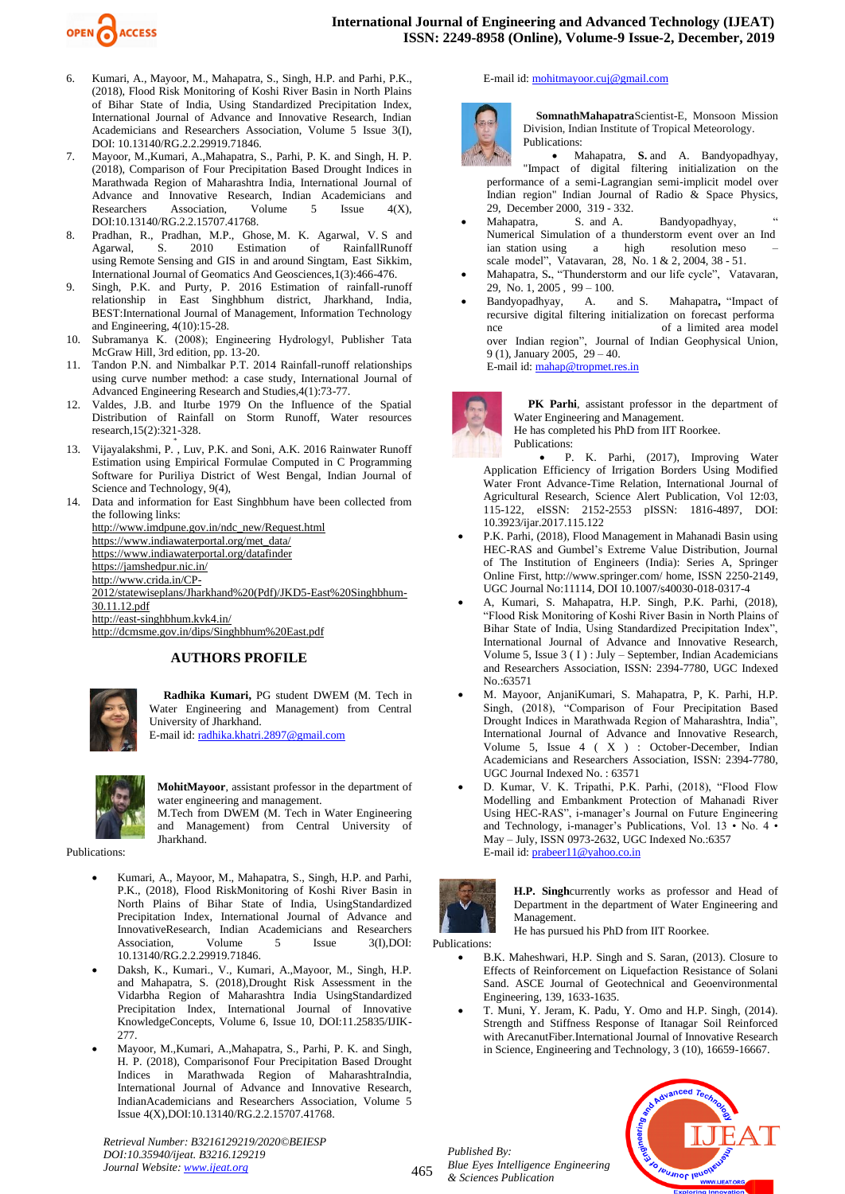6. Kumari, A., Mayoor, M., Mahapatra, S., Singh, H.P. and Parhi, P.K., (2018), Flood Risk Monitoring of Koshi River Basin in North Plains of Bihar State of India, Using Standardized Precipitation Index, International Journal of Advance and Innovative Research, Indian Academicians and Researchers Association, Volume 5 Issue 3(I), DOI: 10.13140/RG.2.2.29919.71846.
7. Mayoor, M.,Kumari, A.,Mahapatra, S., Parhi, P. K. and Singh, H. P. (2018), Comparison of Four Precipitation Based Drought Indices in Marathwada Region of Maharashtra India, International Journal of Advance and Innovative Research, Indian Academicians and Researchers Association, Volume 5 Issue 4(X), DOI:10.13140/RG.2.2.15707.41768.
8. Pradhan, R., Pradhan, M.P., Ghose, M. K. Agarwal, V. S and Agarwal, S. 2010 Estimation of RainfallRunoff using Remote Sensing and GIS in and around Singtam, East Sikkim, International Journal of Geomatics And Geosciences,1(3):466-476.
9. Singh, P.K. and Purty, P. 2016 Estimation of rainfall-runoff relationship in East Singhbhum district, Jharkhand, India, BEST:International Journal of Management, Information Technology and Engineering, 4(10):15-28.
10. Subramanya K. (2008); Engineering Hydrologyl, Publisher Tata McGraw Hill, 3rd edition, pp. 13-20.
11. Tandon P.N. and Nimbalkar P.T. 2014 Rainfall-runoff relationships using curve number method: a case study, International Journal of Advanced Engineering Research and Studies,4(1):73-77.
12. Valdes, J.B. and Iturbe 1979 On the Influence of the Spatial Distribution of Rainfall on Storm Runoff, Water resources research,15(2):321-328.
13. Vijayalakshmi, P.*, Luv, P.K. and Soni, A.K. 2016 Rainwater Runoff Estimation using Empirical Formulae Computed in C Programming Software for Puriliya District of West Bengal, Indian Journal of Science and Technology, 9(4),
14. Data and information for East Singhbhum have been collected from the following links:
http://www.imdpune.gov.in/ndc_new/Request.html
https://www.indiawaterportal.org/met_data/
https://www.indiawaterportal.org/datafinder
https://jamshedpur.nic.in/
http://www.crida.in/CP-2012/statewiseplans/Jharkhand%20(Pdf)/JKD5-East%20Singhbhum-30.11.12.pdf
http://east-singhbhum.kvk4.in/
http://dcmsme.gov.in/dips/Singhbhum%20East.pdf

## AUTHORS PROFILE

**Radhika Kumari,** PG student DWEM (M. Tech in Water Engineering and Management) from Central University of Jharkhand.
E-mail id: radhika.khatri.2897@gmail.com

**MohitMayoor**, assistant professor in the department of water engineering and management.
M.Tech from DWEM (M. Tech in Water Engineering and Management) from Central University of Jharkhand.

Publications:

- Kumari, A., Mayoor, M., Mahapatra, S., Singh, H.P. and Parhi, P.K., (2018), Flood RiskMonitoring of Koshi River Basin in North Plains of Bihar State of India, UsingStandardized Precipitation Index, International Journal of Advance and InnovativeResearch, Indian Academicians and Researchers Association, Volume 5 Issue 3(I),DOI: 10.13140/RG.2.2.29919.71846.
- Daksh, K., Kumari., V., Kumari, A.,Mayoor, M., Singh, H.P. and Mahapatra, S. (2018),Drought Risk Assessment in the Vidarbha Region of Maharashtra India UsingStandardized Precipitation Index, International Journal of Innovative KnowledgeConcepts, Volume 6, Issue 10, DOI:11.25835/IJIK-277.
- Mayoor, M.,Kumari, A.,Mahapatra, S., Parhi, P. K. and Singh, H. P. (2018), Comparisonof Four Precipitation Based Drought Indices in Marathwada Region of MaharashtraIndia, International Journal of Advance and Innovative Research, IndianAcademicians and Researchers Association, Volume 5 Issue 4(X),DOI:10.13140/RG.2.2.15707.41768.

E-mail id: mohitmayoor.cuj@gmail.com

**SomnathMahapatra**Scientist-E, Monsoon Mission Division, Indian Institute of Tropical Meteorology.
Publications:

- Mahapatra, S. and A. Bandyopadhyay, "Impact of digital filtering initialization on the performance of a semi-Lagrangian semi-implicit model over Indian region" Indian Journal of Radio & Space Physics, 29, December 2000, 319 - 332.
- Mahapatra, S. and A. Bandyopadhyay, " Numerical Simulation of a thunderstorm event over an Indian station using a high resolution meso – scale model", Vatavaran, 28, No. 1 & 2, 2004, 38 - 51.
- Mahapatra, S., "Thunderstorm and our life cycle", Vatavaran, 29, No. 1, 2005 , 99 – 100.
- Bandyopadhyay, A. and S. Mahapatra**,** "Impact of recursive digital filtering initialization on forecast performance of a limited area model over Indian region", Journal of Indian Geophysical Union, 9 (1), January 2005, 29 – 40.

E-mail id: mahap@tropmet.res.in

**PK Parhi**, assistant professor in the department of Water Engineering and Management.
He has completed his PhD from IIT Roorkee.
Publications:

- P. K. Parhi, (2017), Improving Water Application Efficiency of Irrigation Borders Using Modified Water Front Advance-Time Relation, International Journal of Agricultural Research, Science Alert Publication, Vol 12:03, 115-122, eISSN: 2152-2553 pISSN: 1816-4897, DOI: 10.3923/ijar.2017.115.122
- P.K. Parhi, (2018), Flood Management in Mahanadi Basin using HEC-RAS and Gumbel's Extreme Value Distribution, Journal of The Institution of Engineers (India): Series A, Springer Online First, http://www.springer.com/ home, ISSN 2250-2149, UGC Journal No:11114, DOI 10.1007/s40030-018-0317-4
- A, Kumari, S. Mahapatra, H.P. Singh, P.K. Parhi, (2018), "Flood Risk Monitoring of Koshi River Basin in North Plains of Bihar State of India, Using Standardized Precipitation Index", International Journal of Advance and Innovative Research, Volume 5, Issue 3 ( I ) : July – September, Indian Academicians and Researchers Association, ISSN: 2394-7780, UGC Indexed No.:63571
- M. Mayoor, AnjaniKumari, S. Mahapatra, P, K. Parhi, H.P. Singh, (2018), "Comparison of Four Precipitation Based Drought Indices in Marathwada Region of Maharashtra, India", International Journal of Advance and Innovative Research, Volume 5, Issue 4 ( X ) : October-December, Indian Academicians and Researchers Association, ISSN: 2394-7780, UGC Journal Indexed No. : 63571
- D. Kumar, V. K. Tripathi, P.K. Parhi, (2018), "Flood Flow Modelling and Embankment Protection of Mahanadi River Using HEC-RAS", i-manager's Journal on Future Engineering and Technology, i-manager's Publications, Vol. 13 • No. 4 • May – July, ISSN 0973-2632, UGC Indexed No.:6357

E-mail id: prabeer11@yahoo.co.in

**H.P. Singh**currently works as professor and Head of Department in the department of Water Engineering and Management.
He has pursued his PhD from IIT Roorkee.

Publications:

- B.K. Maheshwari, H.P. Singh and S. Saran, (2013). Closure to Effects of Reinforcement on Liquefaction Resistance of Solani Sand. ASCE Journal of Geotechnical and Geoenvironmental Engineering, 139, 1633-1635.
- T. Muni, Y. Jeram, K. Padu, Y. Omo and H.P. Singh, (2014). Strength and Stiffness Response of Itanagar Soil Reinforced with ArecanutFiber.International Journal of Innovative Research in Science, Engineering and Technology, 3 (10), 16659-16667.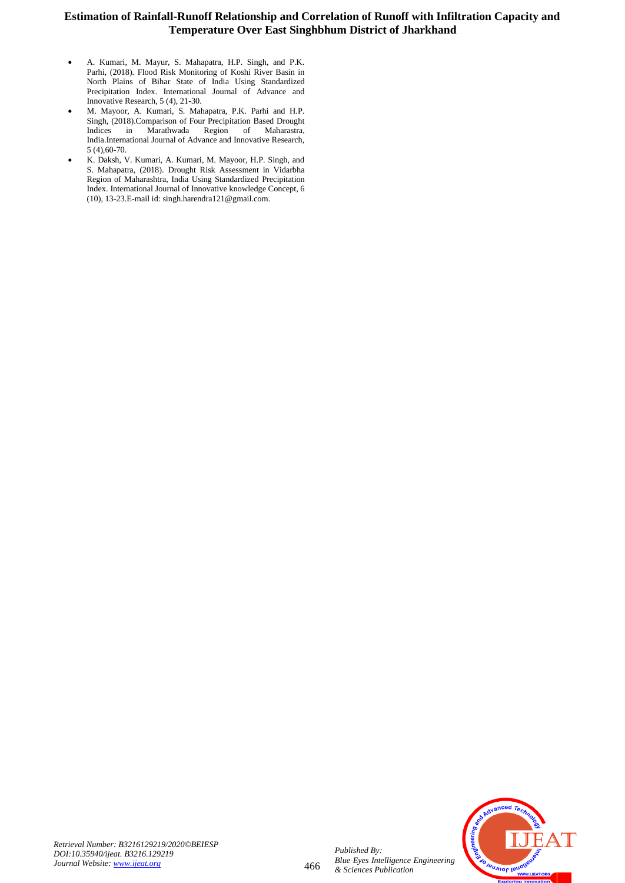- A. Kumari, M. Mayur, S. Mahapatra, H.P. Singh, and P.K. Parhi, (2018). Flood Risk Monitoring of Koshi River Basin in North Plains of Bihar State of India Using Standardized Precipitation Index. International Journal of Advance and Innovative Research, 5 (4), 21-30.
- M. Mayoor, A. Kumari, S. Mahapatra, P.K. Parhi and H.P. Singh, (2018).Comparison of Four Precipitation Based Drought Indices in Marathwada Region of Maharastra, India.International Journal of Advance and Innovative Research, 5 (4),60-70.
- K. Daksh, V. Kumari, A. Kumari, M. Mayoor, H.P. Singh, and S. Mahapatra, (2018). Drought Risk Assessment in Vidarbha Region of Maharashtra, India Using Standardized Precipitation Index. International Journal of Innovative knowledge Concept, 6 (10), 13-23.E-mail id: singh.harendra121@gmail.com.